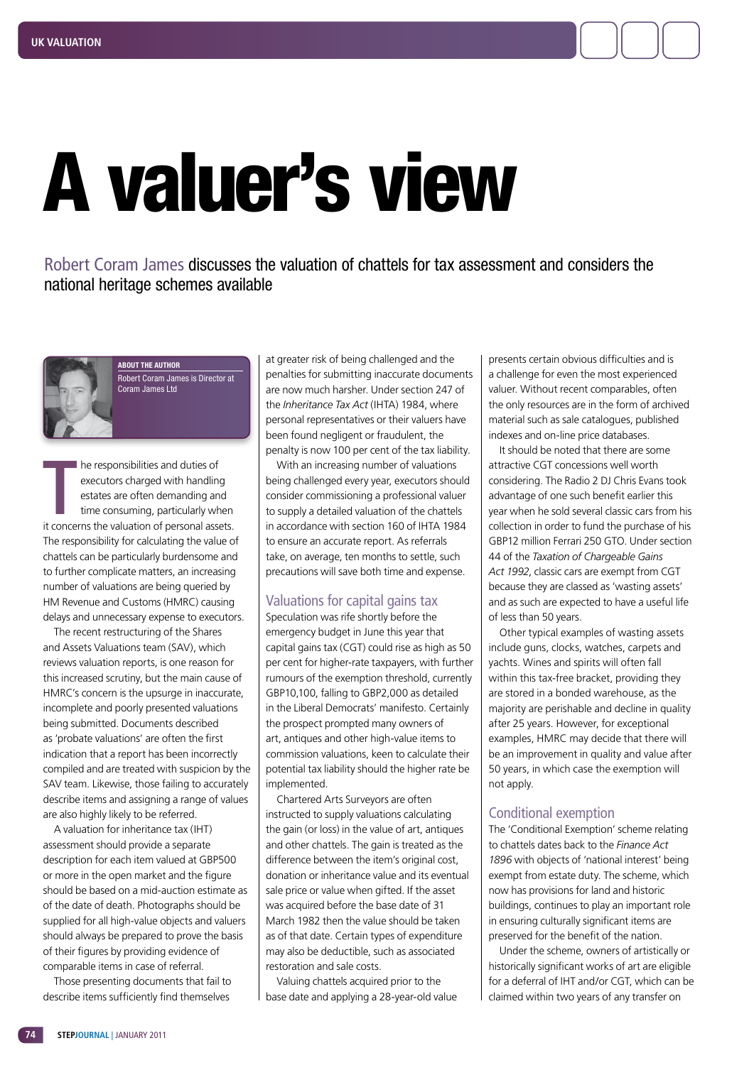# A valuer's view

Robert Coram James discusses the valuation of chattels for tax assessment and considers the national heritage schemes available

**ABOUT THE AUTHOR**

Robert Coram James is Director at Coram James Ltd

The responsibilities and duties of executors charged with handling estates are often demanding and time consuming, particularly when it concerns the valuation of personal assets. The responsibility for calculating the value of chattels can be particularly burdensome and to further complicate matters, an increasing number of valuations are being queried by HM Revenue and Customs (HMRC) causing delays and unnecessary expense to executors.

The recent restructuring of the Shares and Assets Valuations team (SAV), which reviews valuation reports, is one reason for this increased scrutiny, but the main cause of HMRC's concern is the upsurge in inaccurate, incomplete and poorly presented valuations being submitted. Documents described as 'probate valuations' are often the first indication that a report has been incorrectly compiled and are treated with suspicion by the SAV team. Likewise, those failing to accurately describe items and assigning a range of values are also highly likely to be referred.

A valuation for inheritance tax (IHT) assessment should provide a separate description for each item valued at GBP500 or more in the open market and the figure should be based on a mid-auction estimate as of the date of death. Photographs should be supplied for all high-value objects and valuers should always be prepared to prove the basis of their figures by providing evidence of comparable items in case of referral.

Those presenting documents that fail to describe items sufficiently find themselves at greater risk of being challenged and the penalties for submitting inaccurate documents are now much harsher. Under section 247 of the *Inheritance Tax Act* (IHTA) 1984, where personal representatives or their valuers have been found negligent or fraudulent, the penalty is now 100 per cent of the tax liability.

With an increasing number of valuations being challenged every year, executors should consider commissioning a professional valuer to supply a detailed valuation of the chattels in accordance with section 160 of IHTA 1984 to ensure an accurate report. As referrals take, on average, ten months to settle, such precautions will save both time and expense.

## Valuations for capital gains tax

Speculation was rife shortly before the emergency budget in June this year that capital gains tax (CGT) could rise as high as 50 per cent for higher-rate taxpayers, with further rumours of the exemption threshold, currently GBP10,100, falling to GBP2,000 as detailed in the Liberal Democrats' manifesto. Certainly the prospect prompted many owners of art, antiques and other high-value items to commission valuations, keen to calculate their potential tax liability should the higher rate be implemented.

Chartered Arts Surveyors are often instructed to supply valuations calculating the gain (or loss) in the value of art, antiques and other chattels. The gain is treated as the difference between the item's original cost, donation or inheritance value and its eventual sale price or value when gifted. If the asset was acquired before the base date of 31 March 1982 then the value should be taken as of that date. Certain types of expenditure may also be deductible, such as associated restoration and sale costs.

Valuing chattels acquired prior to the base date and applying a 28-year-old value presents certain obvious difficulties and is a challenge for even the most experienced valuer. Without recent comparables, often the only resources are in the form of archived material such as sale catalogues, published indexes and on-line price databases.

It should be noted that there are some attractive CGT concessions well worth considering. The Radio 2 DJ Chris Evans took advantage of one such benefit earlier this year when he sold several classic cars from his collection in order to fund the purchase of his GBP12 million Ferrari 250 GTO. Under section 44 of the *Taxation of Chargeable Gains Act 1992*, classic cars are exempt from CGT because they are classed as 'wasting assets' and as such are expected to have a useful life of less than 50 years.

Other typical examples of wasting assets include guns, clocks, watches, carpets and yachts. Wines and spirits will often fall within this tax-free bracket, providing they are stored in a bonded warehouse, as the majority are perishable and decline in quality after 25 years. However, for exceptional examples, HMRC may decide that there will be an improvement in quality and value after 50 years, in which case the exemption will not apply.

## Conditional exemption

The 'Conditional Exemption' scheme relating to chattels dates back to the *Finance Act 1896* with objects of 'national interest' being exempt from estate duty. The scheme, which now has provisions for land and historic buildings, continues to play an important role in ensuring culturally significant items are preserved for the benefit of the nation.

Under the scheme, owners of artistically or historically significant works of art are eligible for a deferral of IHT and/or CGT, which can be claimed within two years of any transfer on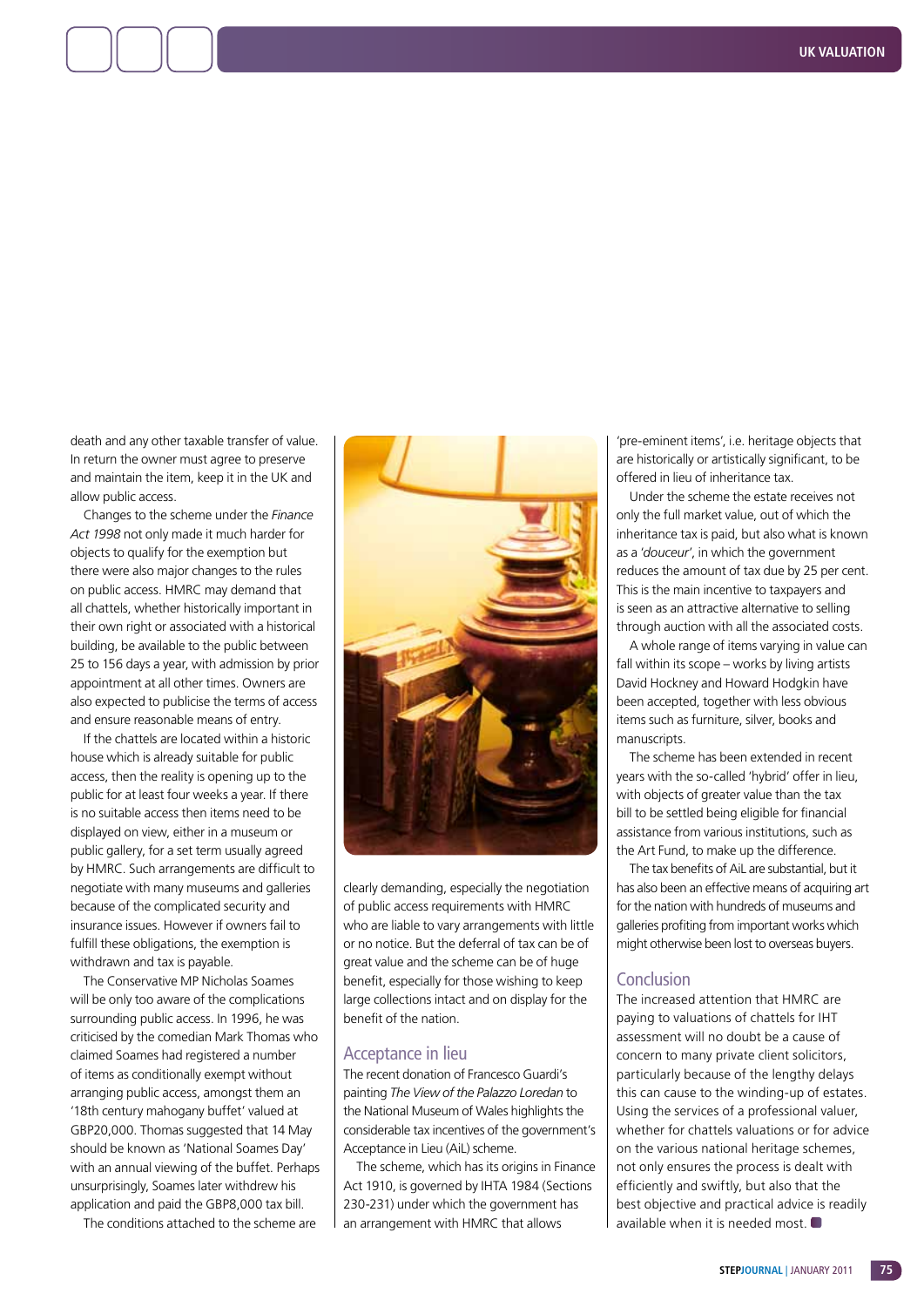death and any other taxable transfer of value. In return the owner must agree to preserve and maintain the item, keep it in the UK and allow public access.

Changes to the scheme under the *Finance Act 1998* not only made it much harder for objects to qualify for the exemption but there were also major changes to the rules on public access. HMRC may demand that all chattels, whether historically important in their own right or associated with a historical building, be available to the public between 25 to 156 days a year, with admission by prior appointment at all other times. Owners are also expected to publicise the terms of access and ensure reasonable means of entry.

If the chattels are located within a historic house which is already suitable for public access, then the reality is opening up to the public for at least four weeks a year. If there is no suitable access then items need to be displayed on view, either in a museum or public gallery, for a set term usually agreed by HMRC. Such arrangements are difficult to negotiate with many museums and galleries because of the complicated security and insurance issues. However if owners fail to fulfill these obligations, the exemption is withdrawn and tax is payable.

The Conservative MP Nicholas Soames will be only too aware of the complications surrounding public access. In 1996, he was criticised by the comedian Mark Thomas who claimed Soames had registered a number of items as conditionally exempt without arranging public access, amongst them an '18th century mahogany buffet' valued at GBP20,000. Thomas suggested that 14 May should be known as 'National Soames Day' with an annual viewing of the buffet. Perhaps unsurprisingly, Soames later withdrew his application and paid the GBP8,000 tax bill.

The conditions attached to the scheme are clearly demanding, especially the negotiation of public access requirements with HMRC who are liable to vary arrangements with little or no notice. But the deferral of tax can be of great value and the scheme can be of huge benefit, especially for those wishing to keep large collections intact and on display for the benefit of the nation.

## Acceptance in lieu

The recent donation of Francesco Guardi's painting *The View of the Palazzo Loredan* to the National Museum of Wales highlights the considerable tax incentives of the government's Acceptance in Lieu (AiL) scheme.

The scheme, which has its origins in Finance Act 1910, is governed by IHTA 1984 (Sections 230-231) under which the government has an arrangement with HMRC that allows 'pre-eminent items', i.e. heritage objects that are historically or artistically significant, to be offered in lieu of inheritance tax.

Under the scheme the estate receives not only the full market value, out of which the inheritance tax is paid, but also what is known as a *'douceur'*, in which the government reduces the amount of tax due by 25 per cent. This is the main incentive to taxpayers and is seen as an attractive alternative to selling through auction with all the associated costs.

A whole range of items varying in value can fall within its scope – works by living artists David Hockney and Howard Hodgkin have been accepted, together with less obvious items such as furniture, silver, books and manuscripts.

The scheme has been extended in recent years with the so-called 'hybrid' offer in lieu, with objects of greater value than the tax bill to be settled being eligible for financial assistance from various institutions, such as the Art Fund, to make up the difference.

The tax benefits of AiL are substantial, but it has also been an effective means of acquiring art for the nation with hundreds of museums and galleries profiting from important works which might otherwise been lost to overseas buyers.

## Conclusion

The increased attention that HMRC are paying to valuations of chattels for IHT assessment will no doubt be a cause of concern to many private client solicitors, particularly because of the lengthy delays this can cause to the winding-up of estates. Using the services of a professional valuer, whether for chattels valuations or for advice on the various national heritage schemes, not only ensures the process is dealt with efficiently and swiftly, but also that the best objective and practical advice is readily available when it is needed most.